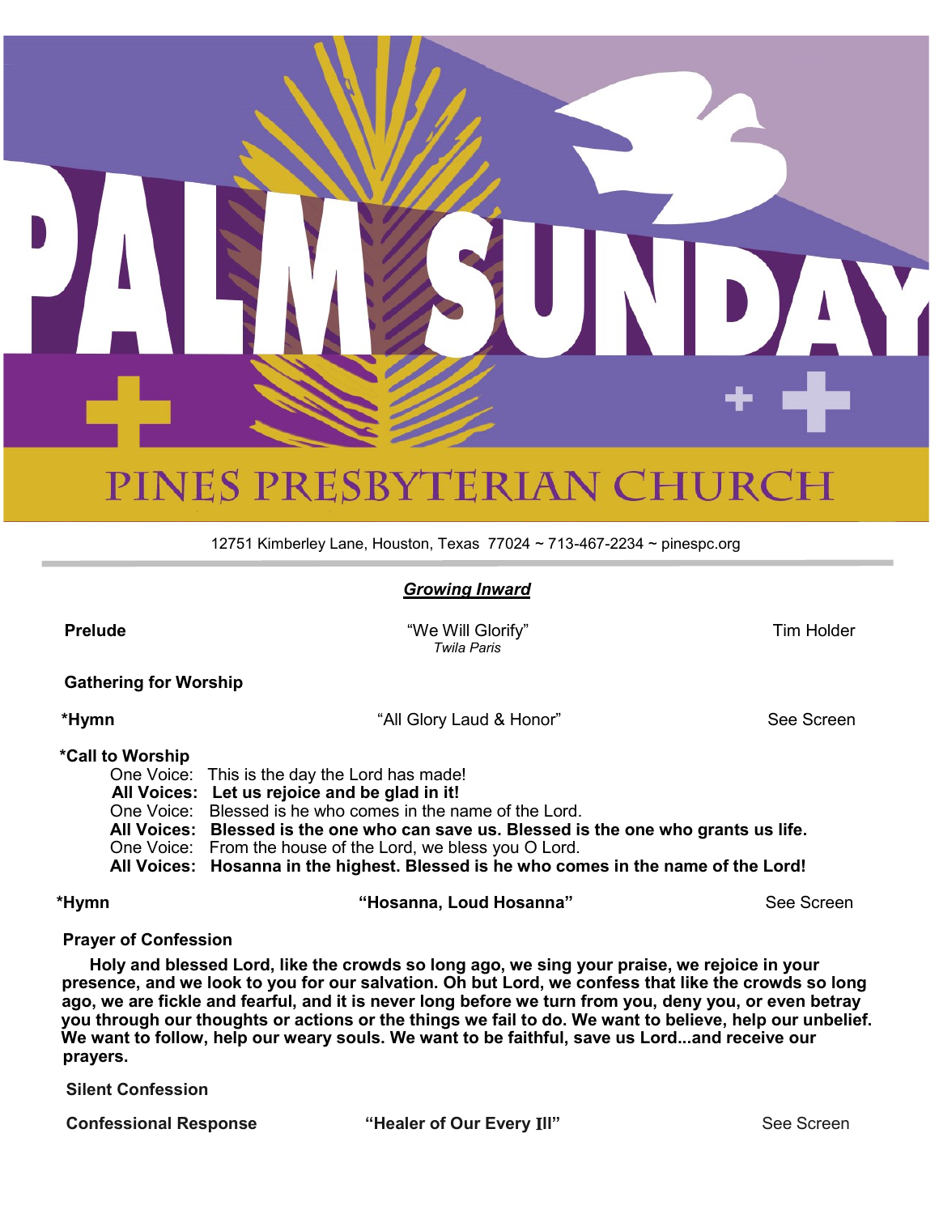# PALM SUNDAY

## PINES PRESBYTERIAN CHURCH

12751 Kimberley Lane, Houston, Texas 77024 ~ 713-467-2234 ~ pinespc.org

***Growing Inward***

**Prelude** — "We Will Glorify" *Twila Paris* — Tim Holder

**Gathering for Worship**

**\*Hymn** — "All Glory Laud & Honor" — See Screen

**\*Call to Worship**

One Voice: This is the day the Lord has made!
**All Voices: Let us rejoice and be glad in it!**
One Voice: Blessed is he who comes in the name of the Lord.
**All Voices: Blessed is the one who can save us. Blessed is the one who grants us life.**
One Voice: From the house of the Lord, we bless you O Lord.
**All Voices: Hosanna in the highest. Blessed is he who comes in the name of the Lord!**

**\*Hymn** — **"Hosanna, Loud Hosanna"** — See Screen

**Prayer of Confession**

**Holy and blessed Lord, like the crowds so long ago, we sing your praise, we rejoice in your presence, and we look to you for our salvation. Oh but Lord, we confess that like the crowds so long ago, we are fickle and fearful, and it is never long before we turn from you, deny you, or even betray you through our thoughts or actions or the things we fail to do. We want to believe, help our unbelief. We want to follow, help our weary souls. We want to be faithful, save us Lord...and receive our prayers.**

**Silent Confession**

**Confessional Response** — **"Healer of Our Every Ill"** — See Screen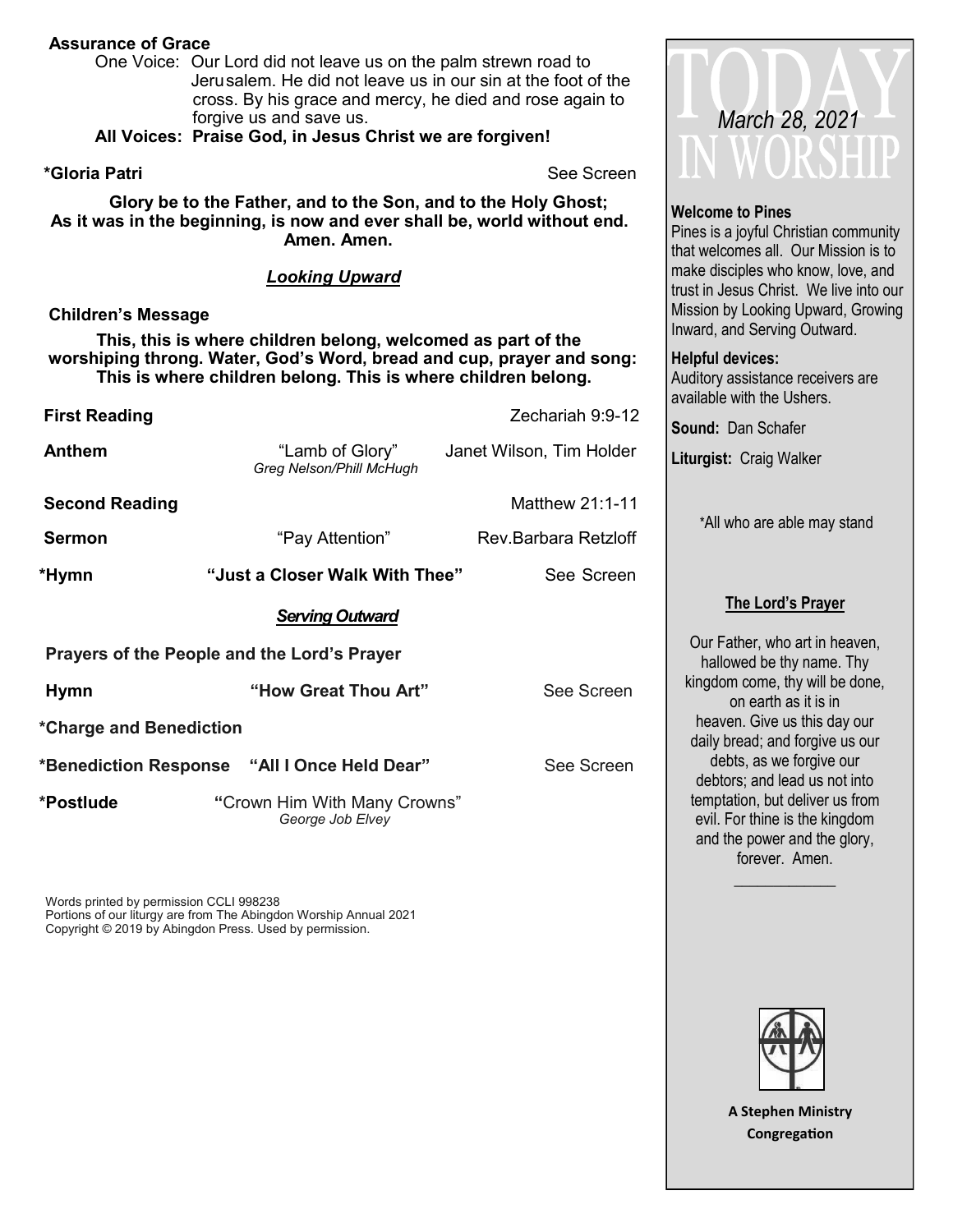**Assurance of Grace**

One Voice: Our Lord did not leave us on the palm strewn road to Jerusalem. He did not leave us in our sin at the foot of the cross. By his grace and mercy, he died and rose again to forgive us and save us.

**All Voices: Praise God, in Jesus Christ we are forgiven!**

**\*Gloria Patri** See Screen

**Glory be to the Father, and to the Son, and to the Holy Ghost; As it was in the beginning, is now and ever shall be, world without end. Amen. Amen.**

***Looking Upward***

**Children's Message**

**This, this is where children belong, welcomed as part of the worshiping throng. Water, God's Word, bread and cup, prayer and song: This is where children belong. This is where children belong.**

**First Reading** Zechariah 9:9-12

**Anthem** "Lamb of Glory" *Greg Nelson/Phill McHugh* Janet Wilson, Tim Holder

**Second Reading** Matthew 21:1-11

**Sermon** "Pay Attention" Rev.Barbara Retzloff

**\*Hymn** **"Just a Closer Walk With Thee"** See Screen

***Serving Outward***

**Prayers of the People and the Lord's Prayer**

**Hymn** **"How Great Thou Art"** See Screen

**\*Charge and Benediction**

**\*Benediction Response** **"All I Once Held Dear"** See Screen

**\*Postlude** "Crown Him With Many Crowns" *George Job Elvey*

Words printed by permission CCLI 998238
Portions of our liturgy are from The Abingdon Worship Annual 2021
Copyright © 2019 by Abingdon Press. Used by permission.

# TODAY IN WORSHIP

*March 28, 2021*

**Welcome to Pines**
Pines is a joyful Christian community that welcomes all. Our Mission is to make disciples who know, love, and trust in Jesus Christ. We live into our Mission by Looking Upward, Growing Inward, and Serving Outward.

**Helpful devices:**
Auditory assistance receivers are available with the Ushers.

**Sound:** Dan Schafer

**Liturgist:** Craig Walker

\*All who are able may stand

**The Lord's Prayer**

Our Father, who art in heaven, hallowed be thy name. Thy kingdom come, thy will be done, on earth as it is in heaven. Give us this day our daily bread; and forgive us our debts, as we forgive our debtors; and lead us not into temptation, but deliver us from evil. For thine is the kingdom and the power and the glory, forever. Amen.

**A Stephen Ministry Congregation**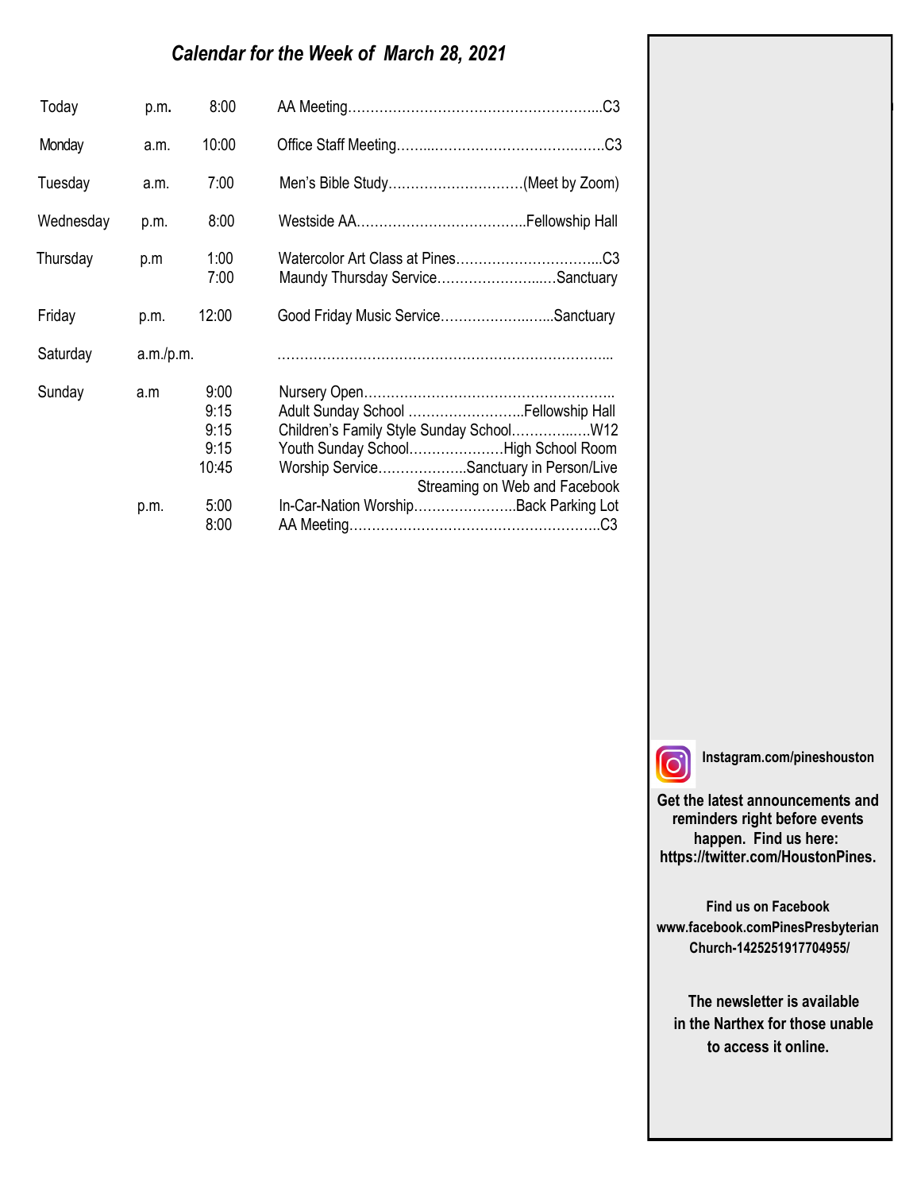# *Calendar for the Week of March 28, 2021*

| Day | | Time | Event |
|---|---|---|---|
| Today | p.m. | 8:00 | AA Meeting……………………………………………….C3 |
| Monday | a.m. | 10:00 | Office Staff Meeting………………………………….C3 |
| Tuesday | a.m. | 7:00 | Men's Bible Study…………………………(Meet by Zoom) |
| Wednesday | p.m. | 8:00 | Westside AA……………………………….Fellowship Hall |
| Thursday | p.m | 1:00 | Watercolor Art Class at Pines…………………………...C3 |
| | | 7:00 | Maundy Thursday Service……………………..…Sanctuary |
| Friday | p.m. | 12:00 | Good Friday Music Service……………………..Sanctuary |
| Saturday | a.m./p.m. | | ……………………………………………………………... |
| Sunday | a.m | 9:00 | Nursery Open……………………………………………….. |
| | | 9:15 | Adult Sunday School ……………………..Fellowship Hall |
| | | 9:15 | Children's Family Style Sunday School……………W12 |
| | | 9:15 | Youth Sunday School…………………High School Room |
| | | 10:45 | Worship Service………………..Sanctuary in Person/Live Streaming on Web and Facebook |
| | p.m. | 5:00 | In-Car-Nation Worship…………………..Back Parking Lot |
| | | 8:00 | AA Meeting……………………………………………….C3 |

**Instagram.com/pineshouston**

**Get the latest announcements and reminders right before events happen. Find us here: https://twitter.com/HoustonPines.**

**Find us on Facebook www.facebook.comPinesPresbyterianChurch-1425251917704955/**

**The newsletter is available in the Narthex for those unable to access it online.**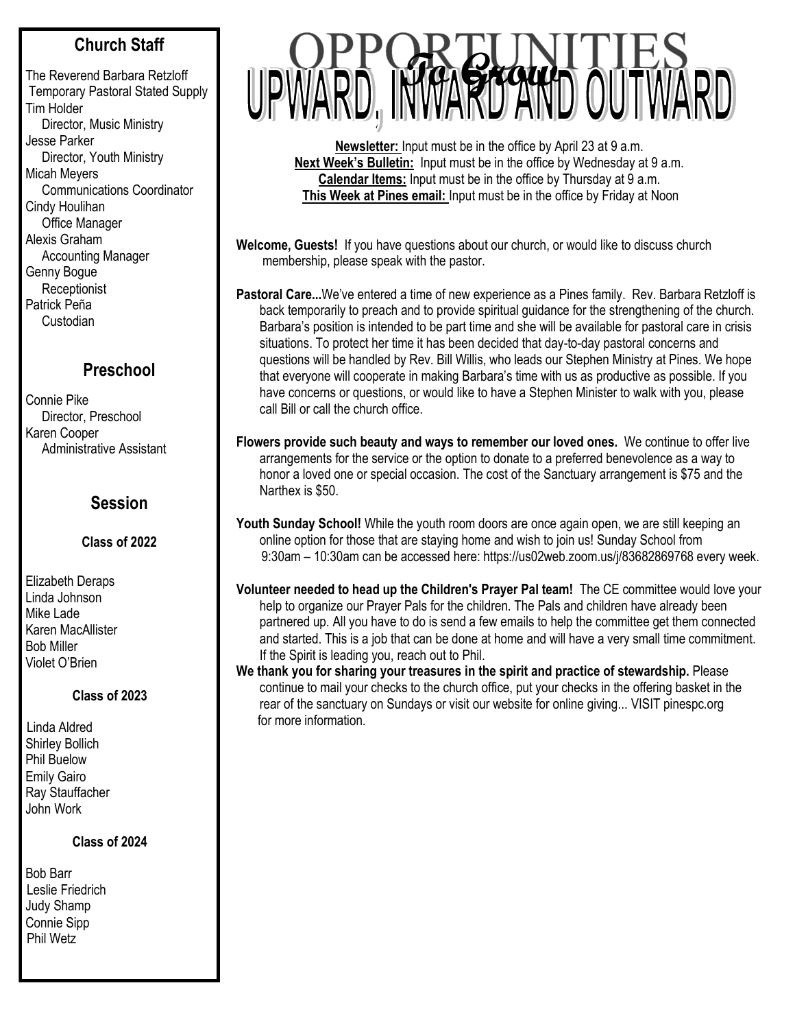## Church Staff

The Reverend Barbara Retzloff
Temporary Pastoral Stated Supply
Tim Holder
Director, Music Ministry
Jesse Parker
Director, Youth Ministry
Micah Meyers
Communications Coordinator
Cindy Houlihan
Office Manager
Alexis Graham
Accounting Manager
Genny Bogue
Receptionist
Patrick Peña
Custodian

## Preschool

Connie Pike
Director, Preschool
Karen Cooper
Administrative Assistant

## Session

### Class of 2022

Elizabeth Deraps
Linda Johnson
Mike Lade
Karen MacAllister
Bob Miller
Violet O'Brien

### Class of 2023

Linda Aldred
Shirley Bollich
Phil Buelow
Emily Gairo
Ray Stauffacher
John Work

### Class of 2024

Bob Barr
Leslie Friedrich
Judy Shamp
Connie Sipp
Phil Wetz

# OPPORTUNITIES To Grow UPWARD, INWARD AND OUTWARD

**Newsletter:** Input must be in the office by April 23 at 9 a.m.
**Next Week's Bulletin:** Input must be in the office by Wednesday at 9 a.m.
**Calendar Items:** Input must be in the office by Thursday at 9 a.m.
**This Week at Pines email:** Input must be in the office by Friday at Noon

**Welcome, Guests!** If you have questions about our church, or would like to discuss church membership, please speak with the pastor.

**Pastoral Care...**We've entered a time of new experience as a Pines family. Rev. Barbara Retzloff is back temporarily to preach and to provide spiritual guidance for the strengthening of the church. Barbara's position is intended to be part time and she will be available for pastoral care in crisis situations. To protect her time it has been decided that day-to-day pastoral concerns and questions will be handled by Rev. Bill Willis, who leads our Stephen Ministry at Pines. We hope that everyone will cooperate in making Barbara's time with us as productive as possible. If you have concerns or questions, or would like to have a Stephen Minister to walk with you, please call Bill or call the church office.

**Flowers provide such beauty and ways to remember our loved ones.** We continue to offer live arrangements for the service or the option to donate to a preferred benevolence as a way to honor a loved one or special occasion. The cost of the Sanctuary arrangement is $75 and the Narthex is $50.

**Youth Sunday School!** While the youth room doors are once again open, we are still keeping an online option for those that are staying home and wish to join us! Sunday School from 9:30am – 10:30am can be accessed here: https://us02web.zoom.us/j/83682869768 every week.

**Volunteer needed to head up the Children's Prayer Pal team!** The CE committee would love your help to organize our Prayer Pals for the children. The Pals and children have already been partnered up. All you have to do is send a few emails to help the committee get them connected and started. This is a job that can be done at home and will have a very small time commitment. If the Spirit is leading you, reach out to Phil.

**We thank you for sharing your treasures in the spirit and practice of stewardship.** Please continue to mail your checks to the church office, put your checks in the offering basket in the rear of the sanctuary on Sundays or visit our website for online giving... VISIT pinespc.org for more information.